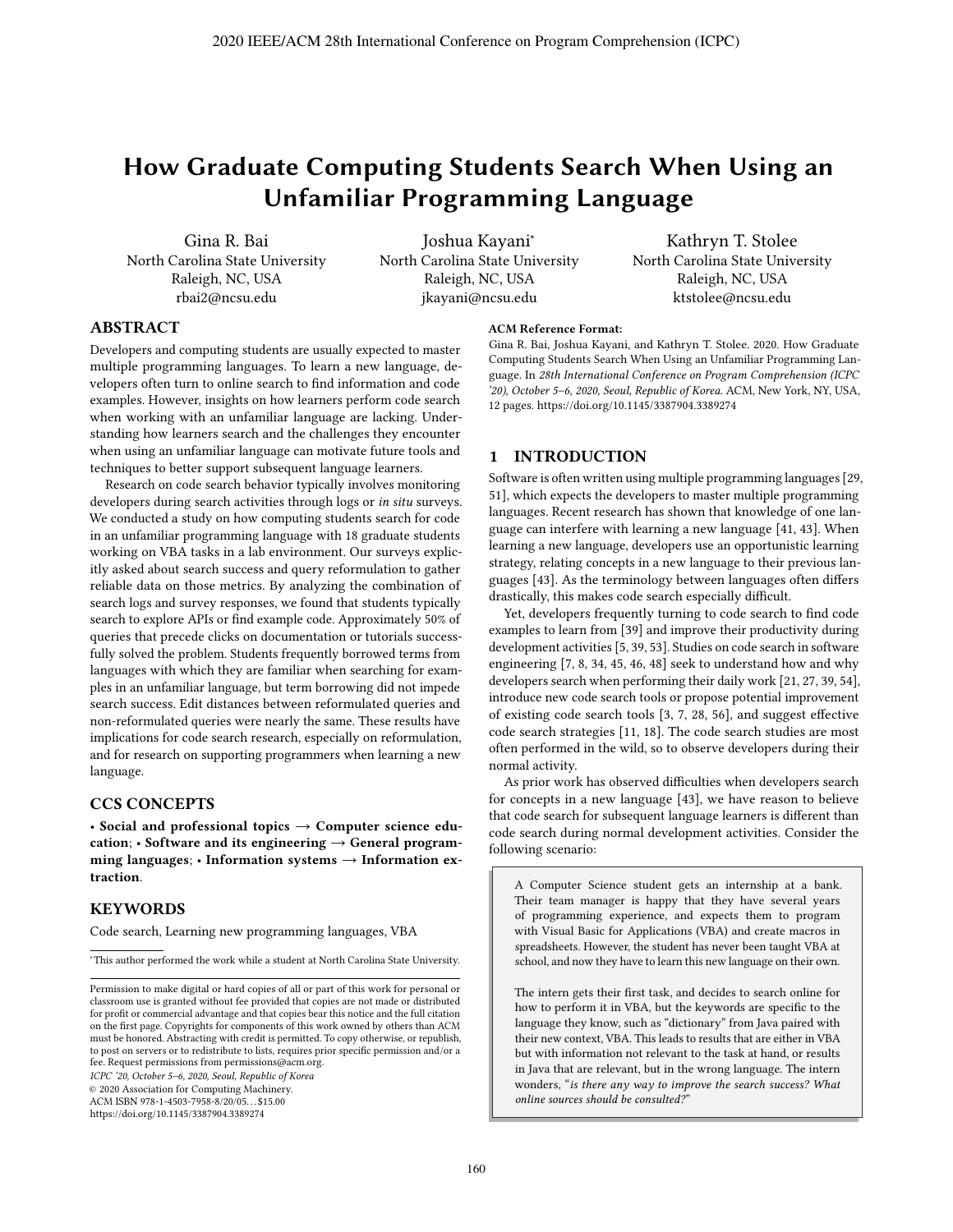# How Graduate Computing Students Search When Using an Unfamiliar Programming Language

Gina R. Bai
North Carolina State University
Raleigh, NC, USA
rbai2@ncsu.edu

Joshua Kayani*
North Carolina State University
Raleigh, NC, USA
jkayani@ncsu.edu

Kathryn T. Stolee
North Carolina State University
Raleigh, NC, USA
ktstolee@ncsu.edu

## ABSTRACT

Developers and computing students are usually expected to master multiple programming languages. To learn a new language, developers often turn to online search to find information and code examples. However, insights on how learners perform code search when working with an unfamiliar language are lacking. Understanding how learners search and the challenges they encounter when using an unfamiliar language can motivate future tools and techniques to better support subsequent language learners.

Research on code search behavior typically involves monitoring developers during search activities through logs or *in situ* surveys. We conducted a study on how computing students search for code in an unfamiliar programming language with 18 graduate students working on VBA tasks in a lab environment. Our surveys explicitly asked about search success and query reformulation to gather reliable data on those metrics. By analyzing the combination of search logs and survey responses, we found that students typically search to explore APIs or find example code. Approximately 50% of queries that precede clicks on documentation or tutorials successfully solved the problem. Students frequently borrowed terms from languages with which they are familiar when searching for examples in an unfamiliar language, but term borrowing did not impede search success. Edit distances between reformulated queries and non-reformulated queries were nearly the same. These results have implications for code search research, especially on reformulation, and for research on supporting programmers when learning a new language.

## CCS CONCEPTS

**• Social and professional topics → Computer science education**; **• Software and its engineering → General programming languages**; **• Information systems → Information extraction**.

## KEYWORDS

Code search, Learning new programming languages, VBA

*This author performed the work while a student at North Carolina State University.

Permission to make digital or hard copies of all or part of this work for personal or classroom use is granted without fee provided that copies are not made or distributed for profit or commercial advantage and that copies bear this notice and the full citation on the first page. Copyrights for components of this work owned by others than ACM must be honored. Abstracting with credit is permitted. To copy otherwise, or republish, to post on servers or to redistribute to lists, requires prior specific permission and/or a fee. Request permissions from permissions@acm.org.
*ICPC '20, October 5–6, 2020, Seoul, Republic of Korea*
© 2020 Association for Computing Machinery.
ACM ISBN 978-1-4503-7958-8/20/05…$15.00
https://doi.org/10.1145/3387904.3389274

**ACM Reference Format:**
Gina R. Bai, Joshua Kayani, and Kathryn T. Stolee. 2020. How Graduate Computing Students Search When Using an Unfamiliar Programming Language. In *28th International Conference on Program Comprehension (ICPC '20), October 5–6, 2020, Seoul, Republic of Korea.* ACM, New York, NY, USA, 12 pages. https://doi.org/10.1145/3387904.3389274

## 1 INTRODUCTION

Software is often written using multiple programming languages [29, 51], which expects the developers to master multiple programming languages. Recent research has shown that knowledge of one language can interfere with learning a new language [41, 43]. When learning a new language, developers use an opportunistic learning strategy, relating concepts in a new language to their previous languages [43]. As the terminology between languages often differs drastically, this makes code search especially difficult.

Yet, developers frequently turning to code search to find code examples to learn from [39] and improve their productivity during development activities [5, 39, 53]. Studies on code search in software engineering [7, 8, 34, 45, 46, 48] seek to understand how and why developers search when performing their daily work [21, 27, 39, 54], introduce new code search tools or propose potential improvement of existing code search tools [3, 7, 28, 56], and suggest effective code search strategies [11, 18]. The code search studies are most often performed in the wild, so to observe developers during their normal activity.

As prior work has observed difficulties when developers search for concepts in a new language [43], we have reason to believe that code search for subsequent language learners is different than code search during normal development activities. Consider the following scenario:

> A Computer Science student gets an internship at a bank. Their team manager is happy that they have several years of programming experience, and expects them to program with Visual Basic for Applications (VBA) and create macros in spreadsheets. However, the student has never been taught VBA at school, and now they have to learn this new language on their own.
>
> The intern gets their first task, and decides to search online for how to perform it in VBA, but the keywords are specific to the language they know, such as "dictionary" from Java paired with their new context, VBA. This leads to results that are either in VBA but with information not relevant to the task at hand, or results in Java that are relevant, but in the wrong language. The intern wonders, "*is there any way to improve the search success? What online sources should be consulted?*"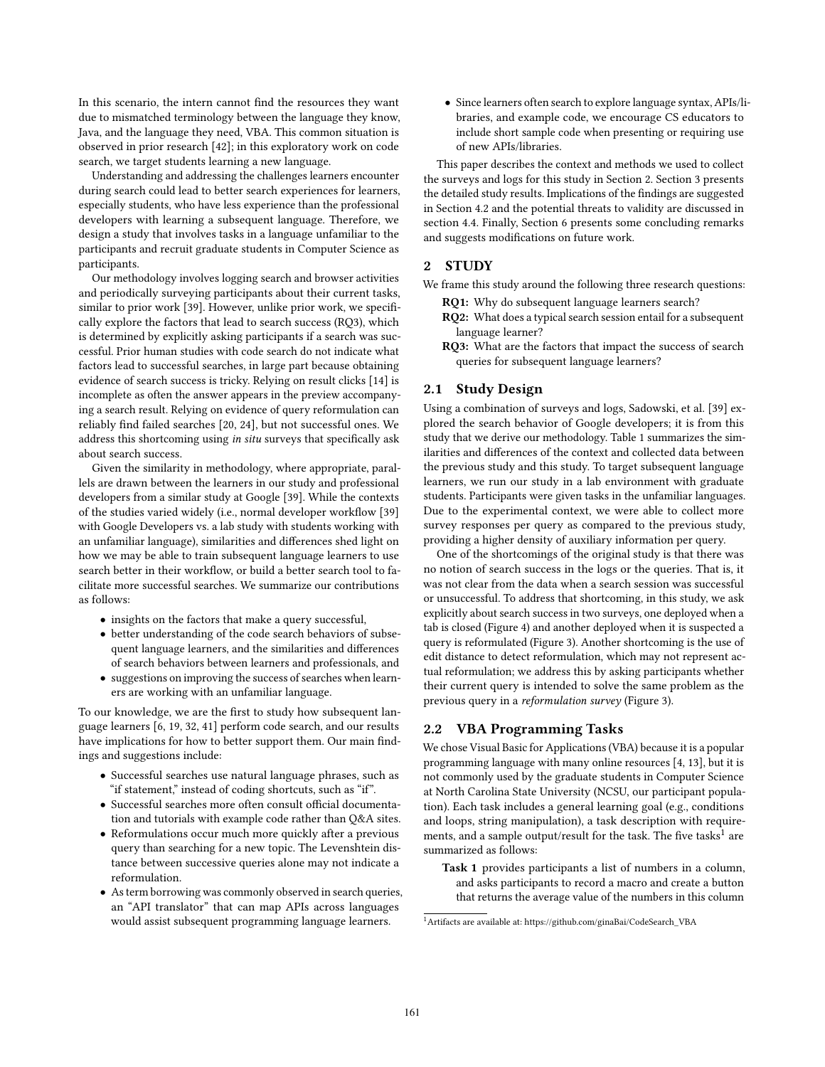In this scenario, the intern cannot find the resources they want due to mismatched terminology between the language they know, Java, and the language they need, VBA. This common situation is observed in prior research [42]; in this exploratory work on code search, we target students learning a new language.

Understanding and addressing the challenges learners encounter during search could lead to better search experiences for learners, especially students, who have less experience than the professional developers with learning a subsequent language. Therefore, we design a study that involves tasks in a language unfamiliar to the participants and recruit graduate students in Computer Science as participants.

Our methodology involves logging search and browser activities and periodically surveying participants about their current tasks, similar to prior work [39]. However, unlike prior work, we specifically explore the factors that lead to search success (RQ3), which is determined by explicitly asking participants if a search was successful. Prior human studies with code search do not indicate what factors lead to successful searches, in large part because obtaining evidence of search success is tricky. Relying on result clicks [14] is incomplete as often the answer appears in the preview accompanying a search result. Relying on evidence of query reformulation can reliably find failed searches [20, 24], but not successful ones. We address this shortcoming using *in situ* surveys that specifically ask about search success.

Given the similarity in methodology, where appropriate, parallels are drawn between the learners in our study and professional developers from a similar study at Google [39]. While the contexts of the studies varied widely (i.e., normal developer workflow [39] with Google Developers vs. a lab study with students working with an unfamiliar language), similarities and differences shed light on how we may be able to train subsequent language learners to use search better in their workflow, or build a better search tool to facilitate more successful searches. We summarize our contributions as follows:

- insights on the factors that make a query successful,
- better understanding of the code search behaviors of subsequent language learners, and the similarities and differences of search behaviors between learners and professionals, and
- suggestions on improving the success of searches when learners are working with an unfamiliar language.

To our knowledge, we are the first to study how subsequent language learners [6, 19, 32, 41] perform code search, and our results have implications for how to better support them. Our main findings and suggestions include:

- Successful searches use natural language phrases, such as "if statement," instead of coding shortcuts, such as "if".
- Successful searches more often consult official documentation and tutorials with example code rather than Q&A sites.
- Reformulations occur much more quickly after a previous query than searching for a new topic. The Levenshtein distance between successive queries alone may not indicate a reformulation.
- As term borrowing was commonly observed in search queries, an "API translator" that can map APIs across languages would assist subsequent programming language learners.
- Since learners often search to explore language syntax, APIs/libraries, and example code, we encourage CS educators to include short sample code when presenting or requiring use of new APIs/libraries.

This paper describes the context and methods we used to collect the surveys and logs for this study in Section 2. Section 3 presents the detailed study results. Implications of the findings are suggested in Section 4.2 and the potential threats to validity are discussed in section 4.4. Finally, Section 6 presents some concluding remarks and suggests modifications on future work.

## 2 STUDY

We frame this study around the following three research questions:

**RQ1:** Why do subsequent language learners search?

**RQ2:** What does a typical search session entail for a subsequent language learner?

**RQ3:** What are the factors that impact the success of search queries for subsequent language learners?

### 2.1 Study Design

Using a combination of surveys and logs, Sadowski, et al. [39] explored the search behavior of Google developers; it is from this study that we derive our methodology. Table 1 summarizes the similarities and differences of the context and collected data between the previous study and this study. To target subsequent language learners, we run our study in a lab environment with graduate students. Participants were given tasks in the unfamiliar languages. Due to the experimental context, we were able to collect more survey responses per query as compared to the previous study, providing a higher density of auxiliary information per query.

One of the shortcomings of the original study is that there was no notion of search success in the logs or the queries. That is, it was not clear from the data when a search session was successful or unsuccessful. To address that shortcoming, in this study, we ask explicitly about search success in two surveys, one deployed when a tab is closed (Figure 4) and another deployed when it is suspected a query is reformulated (Figure 3). Another shortcoming is the use of edit distance to detect reformulation, which may not represent actual reformulation; we address this by asking participants whether their current query is intended to solve the same problem as the previous query in a *reformulation survey* (Figure 3).

### 2.2 VBA Programming Tasks

We chose Visual Basic for Applications (VBA) because it is a popular programming language with many online resources [4, 13], but it is not commonly used by the graduate students in Computer Science at North Carolina State University (NCSU, our participant population). Each task includes a general learning goal (e.g., conditions and loops, string manipulation), a task description with requirements, and a sample output/result for the task. The five tasks[1] are summarized as follows:

**Task 1** provides participants a list of numbers in a column, and asks participants to record a macro and create a button that returns the average value of the numbers in this column

[1] Artifacts are available at: https://github.com/ginaBai/CodeSearch_VBA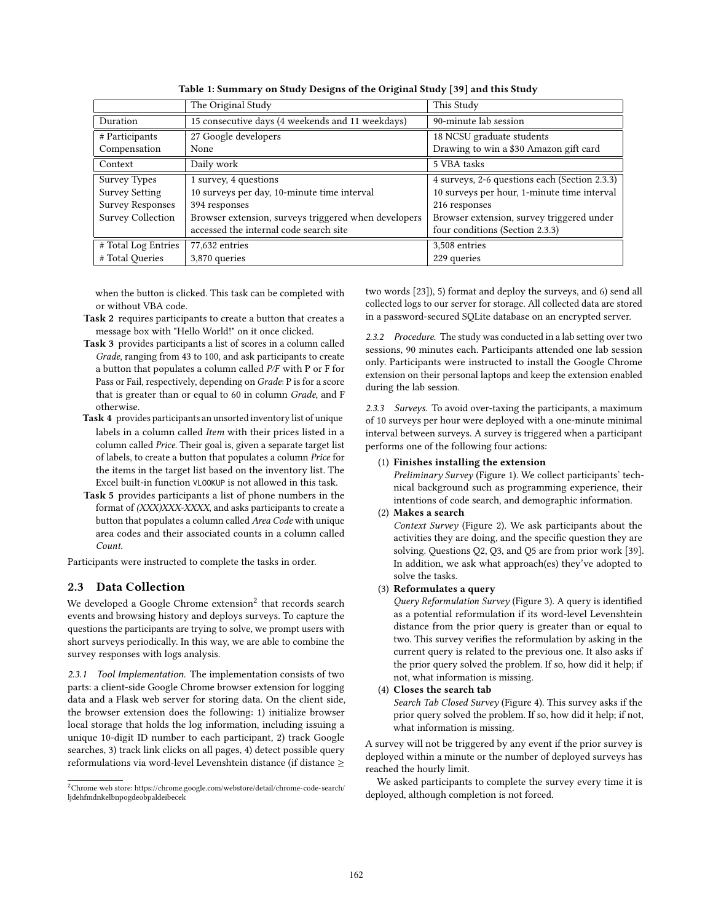Table 1: Summary on Study Designs of the Original Study [39] and this Study

| | The Original Study | This Study |
|---|---|---|
| Duration | 15 consecutive days (4 weekends and 11 weekdays) | 90-minute lab session |
| # Participants | 27 Google developers | 18 NCSU graduate students |
| Compensation | None | Drawing to win a $30 Amazon gift card |
| Context | Daily work | 5 VBA tasks |
| Survey Types | 1 survey, 4 questions | 4 surveys, 2-6 questions each (Section 2.3.3) |
| Survey Setting | 10 surveys per day, 10-minute time interval | 10 surveys per hour, 1-minute time interval |
| Survey Responses | 394 responses | 216 responses |
| Survey Collection | Browser extension, surveys triggered when developers accessed the internal code search site | Browser extension, survey triggered under four conditions (Section 2.3.3) |
| # Total Log Entries | 77,632 entries | 3,508 entries |
| # Total Queries | 3,870 queries | 229 queries |

when the button is clicked. This task can be completed with or without VBA code.

**Task 2** requires participants to create a button that creates a message box with "Hello World!" on it once clicked.

**Task 3** provides participants a list of scores in a column called *Grade*, ranging from 43 to 100, and ask participants to create a button that populates a column called *P/F* with P or F for Pass or Fail, respectively, depending on *Grade*: P is for a score that is greater than or equal to 60 in column *Grade*, and F otherwise.

**Task 4** provides participants an unsorted inventory list of unique labels in a column called *Item* with their prices listed in a column called *Price*. Their goal is, given a separate target list of labels, to create a button that populates a column *Price* for the items in the target list based on the inventory list. The Excel built-in function `VLOOKUP` is not allowed in this task.

**Task 5** provides participants a list of phone numbers in the format of *(XXX)XXX-XXXX*, and asks participants to create a button that populates a column called *Area Code* with unique area codes and their associated counts in a column called *Count*.

Participants were instructed to complete the tasks in order.

## 2.3 Data Collection

We developed a Google Chrome extension[2] that records search events and browsing history and deploys surveys. To capture the questions the participants are trying to solve, we prompt users with short surveys periodically. In this way, we are able to combine the survey responses with logs analysis.

*2.3.1 Tool Implementation.* The implementation consists of two parts: a client-side Google Chrome browser extension for logging data and a Flask web server for storing data. On the client side, the browser extension does the following: 1) initialize browser local storage that holds the log information, including issuing a unique 10-digit ID number to each participant, 2) track Google searches, 3) track link clicks on all pages, 4) detect possible query reformulations via word-level Levenshtein distance (if distance ≥ two words [23]), 5) format and deploy the surveys, and 6) send all collected logs to our server for storage. All collected data are stored in a password-secured SQLite database on an encrypted server.

*2.3.2 Procedure.* The study was conducted in a lab setting over two sessions, 90 minutes each. Participants attended one lab session only. Participants were instructed to install the Google Chrome extension on their personal laptops and keep the extension enabled during the lab session.

*2.3.3 Surveys.* To avoid over-taxing the participants, a maximum of 10 surveys per hour were deployed with a one-minute minimal interval between surveys. A survey is triggered when a participant performs one of the following four actions:

1. **Finishes installing the extension**
   *Preliminary Survey* (Figure 1). We collect participants' technical background such as programming experience, their intentions of code search, and demographic information.
2. **Makes a search**
   *Context Survey* (Figure 2). We ask participants about the activities they are doing, and the specific question they are solving. Questions Q2, Q3, and Q5 are from prior work [39]. In addition, we ask what approach(es) they've adopted to solve the tasks.
3. **Reformulates a query**
   *Query Reformulation Survey* (Figure 3). A query is identified as a potential reformulation if its word-level Levenshtein distance from the prior query is greater than or equal to two. This survey verifies the reformulation by asking in the current query is related to the previous one. It also asks if the prior query solved the problem. If so, how did it help; if not, what information is missing.
4. **Closes the search tab**
   *Search Tab Closed Survey* (Figure 4). This survey asks if the prior query solved the problem. If so, how did it help; if not, what information is missing.

A survey will not be triggered by any event if the prior survey is deployed within a minute or the number of deployed surveys has reached the hourly limit.

We asked participants to complete the survey every time it is deployed, although completion is not forced.

[2] Chrome web store: https://chrome.google.com/webstore/detail/chrome-code-search/ljdehfmdnkelbnpogdeobpaldeibecek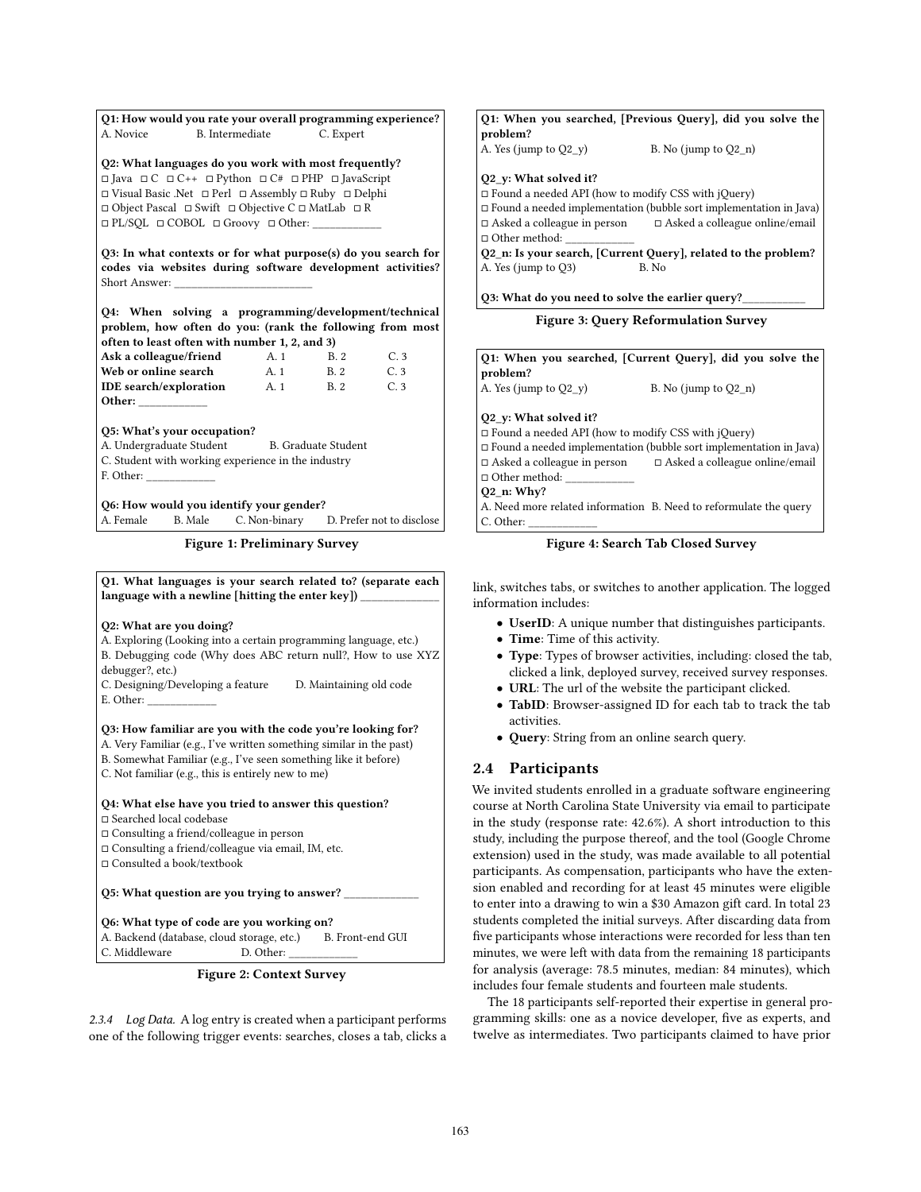**Q1: How would you rate your overall programming experience?**
A. Novice B. Intermediate C. Expert

**Q2: What languages do you work with most frequently?**
□ Java □ C □ C++ □ Python □ C# □ PHP □ JavaScript
□ Visual Basic .Net □ Perl □ Assembly □ Ruby □ Delphi
□ Object Pascal □ Swift □ Objective C □ MatLab □ R
□ PL/SQL □ COBOL □ Groovy □ Other: ____________

**Q3: In what contexts or for what purpose(s) do you search for codes via websites during software development activities?**
Short Answer: ________________________

**Q4: When solving a programming/development/technical problem, how often do you: (rank the following from most often to least often with number 1, 2, and 3)**

| | | | |
|---|---|---|---|
| **Ask a colleague/friend** | A. 1 | B. 2 | C. 3 |
| **Web or online search** | A. 1 | B. 2 | C. 3 |
| **IDE search/exploration** | A. 1 | B. 2 | C. 3 |
| **Other:** ____________ | | | |

**Q5: What's your occupation?**
A. Undergraduate Student B. Graduate Student
C. Student with working experience in the industry
F. Other: ____________

**Q6: How would you identify your gender?**
A. Female B. Male C. Non-binary D. Prefer not to disclose

**Figure 1: Preliminary Survey**

**Q1. What languages is your search related to? (separate each language with a newline [hitting the enter key])** _____________

**Q2: What are you doing?**
A. Exploring (Looking into a certain programming language, etc.)
B. Debugging code (Why does ABC return null?, How to use XYZ debugger?, etc.)
C. Designing/Developing a feature D. Maintaining old code
E. Other: ____________

**Q3: How familiar are you with the code you're looking for?**
A. Very Familiar (e.g., I've written something similar in the past)
B. Somewhat Familiar (e.g., I've seen something like it before)
C. Not familiar (e.g., this is entirely new to me)

**Q4: What else have you tried to answer this question?**
□ Searched local codebase
□ Consulting a friend/colleague in person
□ Consulting a friend/colleague via email, IM, etc.
□ Consulted a book/textbook

**Q5: What question are you trying to answer?** _____________

**Q6: What type of code are you working on?**
A. Backend (database, cloud storage, etc.) B. Front-end GUI
C. Middleware D. Other: ____________

**Figure 2: Context Survey**

**Q1: When you searched, [Previous Query], did you solve the problem?**
A. Yes (jump to Q2_y) B. No (jump to Q2_n)

**Q2_y: What solved it?**
□ Found a needed API (how to modify CSS with jQuery)
□ Found a needed implementation (bubble sort implementation in Java)
□ Asked a colleague in person □ Asked a colleague online/email
□ Other method: ____________
**Q2_n: Is your search, [Current Query], related to the problem?**
A. Yes (jump to Q3) B. No

**Q3: What do you need to solve the earlier query?**___________

**Figure 3: Query Reformulation Survey**

**Q1: When you searched, [Current Query], did you solve the problem?**
A. Yes (jump to Q2_y) B. No (jump to Q2_n)

**Q2_y: What solved it?**
□ Found a needed API (how to modify CSS with jQuery)
□ Found a needed implementation (bubble sort implementation in Java)
□ Asked a colleague in person □ Asked a colleague online/email
□ Other method: ____________
**Q2_n: Why?**
A. Need more related information B. Need to reformulate the query
C. Other: ____________

**Figure 4: Search Tab Closed Survey**

*2.3.4 Log Data.* A log entry is created when a participant performs one of the following trigger events: searches, closes a tab, clicks a link, switches tabs, or switches to another application. The logged information includes:

- **UserID**: A unique number that distinguishes participants.
- **Time**: Time of this activity.
- **Type**: Types of browser activities, including: closed the tab, clicked a link, deployed survey, received survey responses.
- **URL**: The url of the website the participant clicked.
- **TabID**: Browser-assigned ID for each tab to track the tab activities.
- **Query**: String from an online search query.

## 2.4 Participants

We invited students enrolled in a graduate software engineering course at North Carolina State University via email to participate in the study (response rate: 42.6%). A short introduction to this study, including the purpose thereof, and the tool (Google Chrome extension) used in the study, was made available to all potential participants. As compensation, participants who have the extension enabled and recording for at least 45 minutes were eligible to enter into a drawing to win a $30 Amazon gift card. In total 23 students completed the initial surveys. After discarding data from five participants whose interactions were recorded for less than ten minutes, we were left with data from the remaining 18 participants for analysis (average: 78.5 minutes, median: 84 minutes), which includes four female students and fourteen male students.

The 18 participants self-reported their expertise in general programming skills: one as a novice developer, five as experts, and twelve as intermediates. Two participants claimed to have prior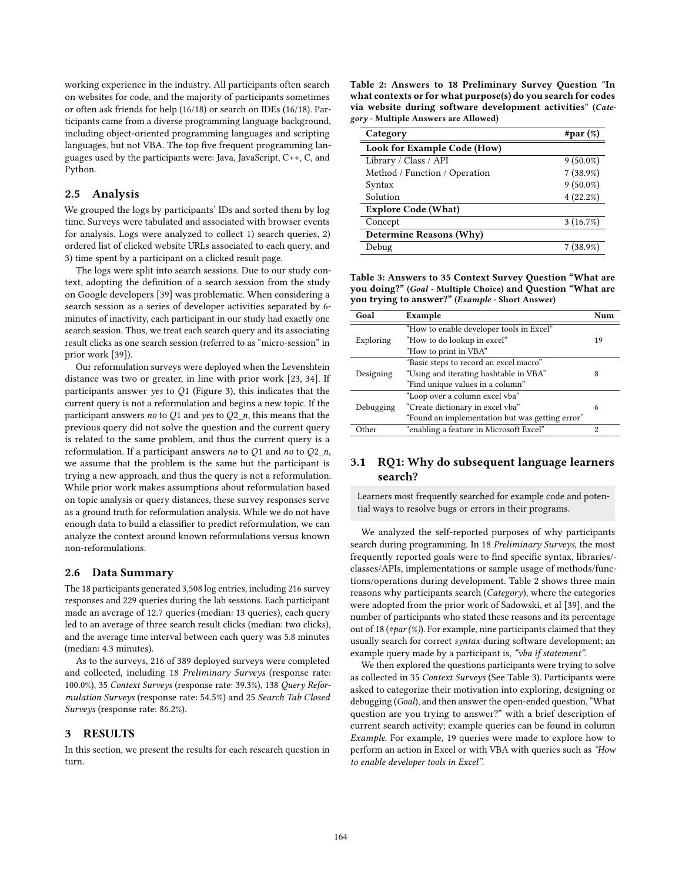working experience in the industry. All participants often search on websites for code, and the majority of participants sometimes or often ask friends for help (16/18) or search on IDEs (16/18). Participants came from a diverse programming language background, including object-oriented programming languages and scripting languages, but not VBA. The top five frequent programming languages used by the participants were: Java, JavaScript, C++, C, and Python.

## 2.5 Analysis

We grouped the logs by participants' IDs and sorted them by log time. Surveys were tabulated and associated with browser events for analysis. Logs were analyzed to collect 1) search queries, 2) ordered list of clicked website URLs associated to each query, and 3) time spent by a participant on a clicked result page.

The logs were split into search sessions. Due to our study context, adopting the definition of a search session from the study on Google developers [39] was problematic. When considering a search session as a series of developer activities separated by 6-minutes of inactivity, each participant in our study had exactly one search session. Thus, we treat each search query and its associating result clicks as one search session (referred to as "micro-session" in prior work [39]).

Our reformulation surveys were deployed when the Levenshtein distance was two or greater, in line with prior work [23, 34]. If participants answer *yes* to *Q*1 (Figure 3), this indicates that the current query is not a reformulation and begins a new topic. If the participant answers *no* to *Q*1 and *yes* to *Q2_n*, this means that the previous query did not solve the question and the current query is related to the same problem, and thus the current query is a reformulation. If a participant answers *no* to *Q*1 and *no* to *Q2_n*, we assume that the problem is the same but the participant is trying a new approach, and thus the query is not a reformulation. While prior work makes assumptions about reformulation based on topic analysis or query distances, these survey responses serve as a ground truth for reformulation analysis. While we do not have enough data to build a classifier to predict reformulation, we can analyze the context around known reformulations versus known non-reformulations.

## 2.6 Data Summary

The 18 participants generated 3,508 log entries, including 216 survey responses and 229 queries during the lab sessions. Each participant made an average of 12.7 queries (median: 13 queries), each query led to an average of three search result clicks (median: two clicks), and the average time interval between each query was 5.8 minutes (median: 4.3 minutes).

As to the surveys, 216 of 389 deployed surveys were completed and collected, including 18 *Preliminary Surveys* (response rate: 100.0%), 35 *Context Surveys* (response rate: 39.3%), 138 *Query Reformulation Surveys* (response rate: 54.5%) and 25 *Search Tab Closed Surveys* (response rate: 86.2%).

# 3 RESULTS

In this section, we present the results for each research question in turn.

**Table 2: Answers to 18 Preliminary Survey Question "In what contexts or for what purpose(s) do you search for codes via website during software development activities" (*Category* - Multiple Answers are Allowed)**

| Category | #par (%) |
|---|---|
| **Look for Example Code (How)** | |
| Library / Class / API | 9 (50.0%) |
| Method / Function / Operation | 7 (38.9%) |
| Syntax | 9 (50.0%) |
| Solution | 4 (22.2%) |
| **Explore Code (What)** | |
| Concept | 3 (16.7%) |
| **Determine Reasons (Why)** | |
| Debug | 7 (38.9%) |

**Table 3: Answers to 35 Context Survey Question "What are you doing?" (*Goal* - Multiple Choice) and Question "What are you trying to answer?" (*Example* - Short Answer)**

| Goal | Example | Num |
|---|---|---|
| Exploring | "How to enable developer tools in Excel"<br>"How to do lookup in excel"<br>"How to print in VBA" | 19 |
| Designing | "Basic steps to record an excel macro"<br>"Using and iterating hashtable in VBA"<br>"Find unique values in a column" | 8 |
| Debugging | "Loop over a column excel vba"<br>"Create dictionary in excel vba"<br>"Found an implementation but was getting error" | 6 |
| Other | "enabling a feature in Microsoft Excel" | 2 |

## 3.1 RQ1: Why do subsequent language learners search?

> Learners most frequently searched for example code and potential ways to resolve bugs or errors in their programs.

We analyzed the self-reported purposes of why participants search during programming. In 18 *Preliminary Surveys*, the most frequently reported goals were to find specific syntax, libraries/-classes/APIs, implementations or sample usage of methods/functions/operations during development. Table 2 shows three main reasons why participants search (*Category*), where the categories were adopted from the prior work of Sadowski, et al [39], and the number of participants who stated these reasons and its percentage out of 18 (*#par (%)*). For example, nine participants claimed that they usually search for correct *syntax* during software development; an example query made by a participant is, *"vba if statement"*.

We then explored the questions participants were trying to solve as collected in 35 *Context Surveys* (See Table 3). Participants were asked to categorize their motivation into exploring, designing or debugging (*Goal*), and then answer the open-ended question, "What question are you trying to answer?" with a brief description of current search activity; example queries can be found in column *Example*. For example, 19 queries were made to explore how to perform an action in Excel or with VBA with queries such as *"How to enable developer tools in Excel"*.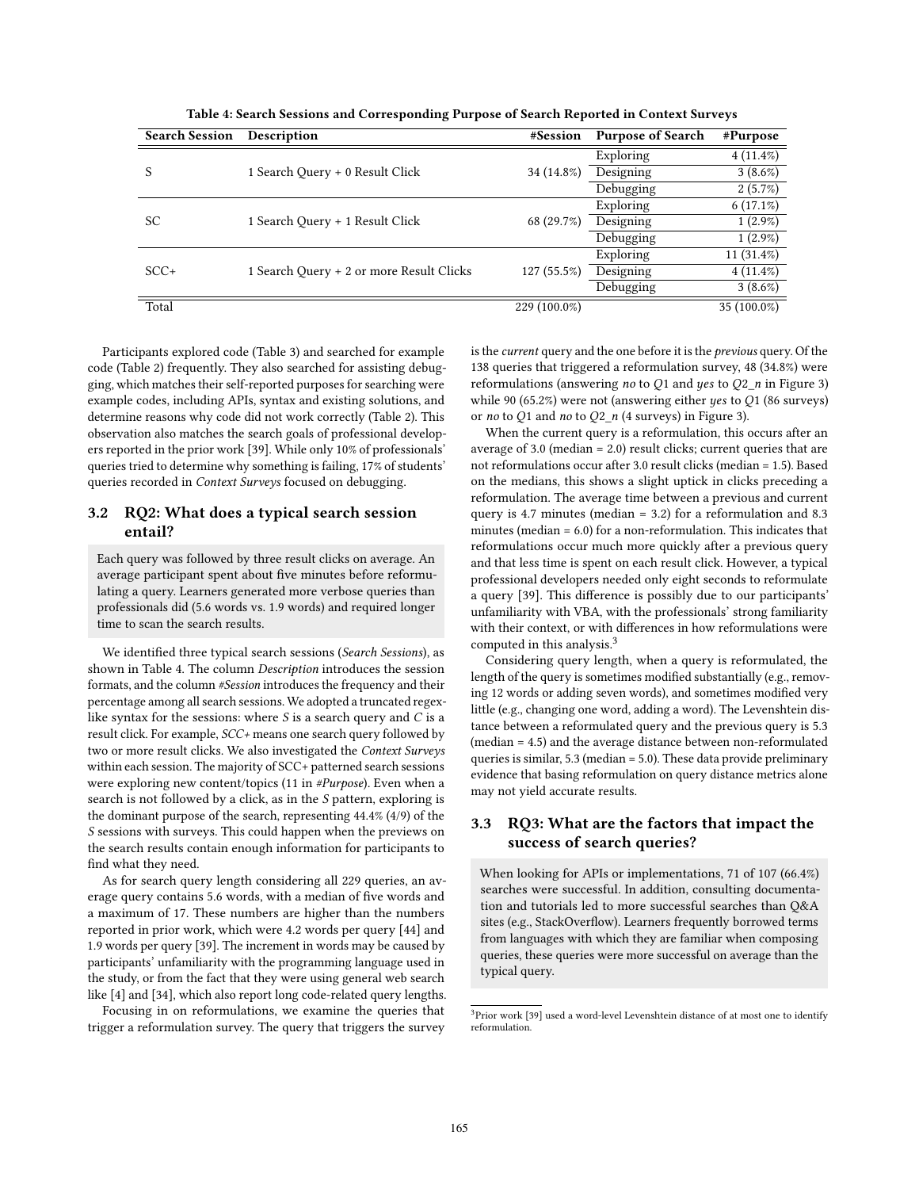Table 4: Search Sessions and Corresponding Purpose of Search Reported in Context Surveys

| Search Session | Description | #Session | Purpose of Search | #Purpose |
|---|---|---|---|---|
| S | 1 Search Query + 0 Result Click | 34 (14.8%) | Exploring | 4 (11.4%) |
| | | | Designing | 3 (8.6%) |
| | | | Debugging | 2 (5.7%) |
| SC | 1 Search Query + 1 Result Click | 68 (29.7%) | Exploring | 6 (17.1%) |
| | | | Designing | 1 (2.9%) |
| | | | Debugging | 1 (2.9%) |
| SCC+ | 1 Search Query + 2 or more Result Clicks | 127 (55.5%) | Exploring | 11 (31.4%) |
| | | | Designing | 4 (11.4%) |
| | | | Debugging | 3 (8.6%) |
| Total | | 229 (100.0%) | | 35 (100.0%) |

Participants explored code (Table 3) and searched for example code (Table 2) frequently. They also searched for assisting debugging, which matches their self-reported purposes for searching were example codes, including APIs, syntax and existing solutions, and determine reasons why code did not work correctly (Table 2). This observation also matches the search goals of professional developers reported in the prior work [39]. While only 10% of professionals' queries tried to determine why something is failing, 17% of students' queries recorded in *Context Surveys* focused on debugging.

### 3.2 RQ2: What does a typical search session entail?

Each query was followed by three result clicks on average. An average participant spent about five minutes before reformulating a query. Learners generated more verbose queries than professionals did (5.6 words vs. 1.9 words) and required longer time to scan the search results.

We identified three typical search sessions (*Search Sessions*), as shown in Table 4. The column *Description* introduces the session formats, and the column *#Session* introduces the frequency and their percentage among all search sessions. We adopted a truncated regex-like syntax for the sessions: where *S* is a search query and *C* is a result click. For example, *SCC+* means one search query followed by two or more result clicks. We also investigated the *Context Surveys* within each session. The majority of SCC+ patterned search sessions were exploring new content/topics (11 in *#Purpose*). Even when a search is not followed by a click, as in the *S* pattern, exploring is the dominant purpose of the search, representing 44.4% (4/9) of the *S* sessions with surveys. This could happen when the previews on the search results contain enough information for participants to find what they need.

As for search query length considering all 229 queries, an average query contains 5.6 words, with a median of five words and a maximum of 17. These numbers are higher than the numbers reported in prior work, which were 4.2 words per query [44] and 1.9 words per query [39]. The increment in words may be caused by participants' unfamiliarity with the programming language used in the study, or from the fact that they were using general web search like [4] and [34], which also report long code-related query lengths.

Focusing in on reformulations, we examine the queries that trigger a reformulation survey. The query that triggers the survey is the *current* query and the one before it is the *previous* query. Of the 138 queries that triggered a reformulation survey, 48 (34.8%) were reformulations (answering *no* to *Q*1 and *yes* to *Q2_n* in Figure 3) while 90 (65.2%) were not (answering either *yes* to *Q*1 (86 surveys) or *no* to *Q*1 and *no* to *Q2_n* (4 surveys) in Figure 3).

When the current query is a reformulation, this occurs after an average of 3.0 (median = 2.0) result clicks; current queries that are not reformulations occur after 3.0 result clicks (median = 1.5). Based on the medians, this shows a slight uptick in clicks preceding a reformulation. The average time between a previous and current query is 4.7 minutes (median = 3.2) for a reformulation and 8.3 minutes (median = 6.0) for a non-reformulation. This indicates that reformulations occur much more quickly after a previous query and that less time is spent on each result click. However, a typical professional developers needed only eight seconds to reformulate a query [39]. This difference is possibly due to our participants' unfamiliarity with VBA, with the professionals' strong familiarity with their context, or with differences in how reformulations were computed in this analysis.[3]

Considering query length, when a query is reformulated, the length of the query is sometimes modified substantially (e.g., removing 12 words or adding seven words), and sometimes modified very little (e.g., changing one word, adding a word). The Levenshtein distance between a reformulated query and the previous query is 5.3 (median = 4.5) and the average distance between non-reformulated queries is similar, 5.3 (median = 5.0). These data provide preliminary evidence that basing reformulation on query distance metrics alone may not yield accurate results.

### 3.3 RQ3: What are the factors that impact the success of search queries?

When looking for APIs or implementations, 71 of 107 (66.4%) searches were successful. In addition, consulting documentation and tutorials led to more successful searches than Q&A sites (e.g., StackOverflow). Learners frequently borrowed terms from languages with which they are familiar when composing queries, these queries were more successful on average than the typical query.

[3] Prior work [39] used a word-level Levenshtein distance of at most one to identify reformulation.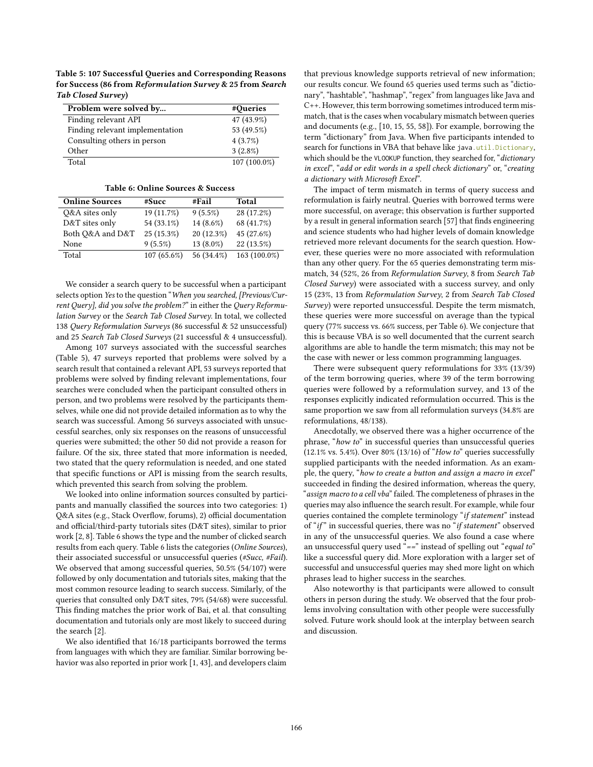**Table 5: 107 Successful Queries and Corresponding Reasons for Success (86 from *Reformulation Survey* & 25 from *Search Tab Closed Survey*)**

| Problem were solved by... | #Queries |
|---|---|
| Finding relevant API | 47 (43.9%) |
| Finding relevant implementation | 53 (49.5%) |
| Consulting others in person | 4 (3.7%) |
| Other | 3 (2.8%) |
| Total | 107 (100.0%) |

**Table 6: Online Sources & Success**

| Online Sources | #Succ | #Fail | Total |
|---|---|---|---|
| Q&A sites only | 19 (11.7%) | 9 (5.5%) | 28 (17.2%) |
| D&T sites only | 54 (33.1%) | 14 (8.6%) | 68 (41.7%) |
| Both Q&A and D&T | 25 (15.3%) | 20 (12.3%) | 45 (27.6%) |
| None | 9 (5.5%) | 13 (8.0%) | 22 (13.5%) |
| Total | 107 (65.6%) | 56 (34.4%) | 163 (100.0%) |

We consider a search query to be successful when a participant selects option *Yes* to the question "*When you searched, [Previous/Current Query], did you solve the problem?*" in either the *Query Reformulation Survey* or the *Search Tab Closed Survey*. In total, we collected 138 *Query Reformulation Surveys* (86 successful & 52 unsuccessful) and 25 *Search Tab Closed Surveys* (21 successful & 4 unsuccessful).

Among 107 surveys associated with the successful searches (Table 5), 47 surveys reported that problems were solved by a search result that contained a relevant API, 53 surveys reported that problems were solved by finding relevant implementations, four searches were concluded when the participant consulted others in person, and two problems were resolved by the participants themselves, while one did not provide detailed information as to why the search was successful. Among 56 surveys associated with unsuccessful searches, only six responses on the reasons of unsuccessful queries were submitted; the other 50 did not provide a reason for failure. Of the six, three stated that more information is needed, two stated that the query reformulation is needed, and one stated that specific functions or API is missing from the search results, which prevented this search from solving the problem.

We looked into online information sources consulted by participants and manually classified the sources into two categories: 1) Q&A sites (e.g., Stack Overflow, forums), 2) official documentation and official/third-party tutorials sites (D&T sites), similar to prior work [2, 8]. Table 6 shows the type and the number of clicked search results from each query. Table 6 lists the categories (*Online Sources*), their associated successful or unsuccessful queries (*#Succ, #Fail*). We observed that among successful queries, 50.5% (54/107) were followed by only documentation and tutorials sites, making that the most common resource leading to search success. Similarly, of the queries that consulted only D&T sites, 79% (54/68) were successful. This finding matches the prior work of Bai, et al. that consulting documentation and tutorials only are most likely to succeed during the search [2].

We also identified that 16/18 participants borrowed the terms from languages with which they are familiar. Similar borrowing behavior was also reported in prior work [1, 43], and developers claim that previous knowledge supports retrieval of new information; our results concur. We found 65 queries used terms such as "dictionary", "hashtable", "hashmap", "regex" from languages like Java and C++. However, this term borrowing sometimes introduced term mismatch, that is the cases when vocabulary mismatch between queries and documents (e.g., [10, 15, 55, 58]). For example, borrowing the term "dictionary" from Java. When five participants intended to search for functions in VBA that behave like `java.util.Dictionary`, which should be the `VLOOKUP` function, they searched for, "*dictionary in excel*", "*add or edit words in a spell check dictionary*" or, "*creating a dictionary with Microsoft Excel*".

The impact of term mismatch in terms of query success and reformulation is fairly neutral. Queries with borrowed terms were more successful, on average; this observation is further supported by a result in general information search [57] that finds engineering and science students who had higher levels of domain knowledge retrieved more relevant documents for the search question. However, these queries were no more associated with reformulation than any other query. For the 65 queries demonstrating term mismatch, 34 (52%, 26 from *Reformulation Survey*, 8 from *Search Tab Closed Survey*) were associated with a success survey, and only 15 (23%, 13 from *Reformulation Survey*, 2 from *Search Tab Closed Survey*) were reported unsuccessful. Despite the term mismatch, these queries were more successful on average than the typical query (77% success vs. 66% success, per Table 6). We conjecture that this is because VBA is so well documented that the current search algorithms are able to handle the term mismatch; this may not be the case with newer or less common programming languages.

There were subsequent query reformulations for 33% (13/39) of the term borrowing queries, where 39 of the term borrowing queries were followed by a reformulation survey, and 13 of the responses explicitly indicated reformulation occurred. This is the same proportion we saw from all reformulation surveys (34.8% are reformulations, 48/138).

Anecdotally, we observed there was a higher occurrence of the phrase, "*how to*" in successful queries than unsuccessful queries (12.1% vs. 5.4%). Over 80% (13/16) of "*How to*" queries successfully supplied participants with the needed information. As an example, the query, "*how to create a button and assign a macro in excel*" succeeded in finding the desired information, whereas the query, "*assign macro to a cell vba*" failed. The completeness of phrases in the queries may also influence the search result. For example, while four queries contained the complete terminology "*if statement*" instead of "*if*" in successful queries, there was no "*if statement*" observed in any of the unsuccessful queries. We also found a case where an unsuccessful query used "*==*" instead of spelling out "*equal to*" like a successful query did. More exploration with a larger set of successful and unsuccessful queries may shed more light on which phrases lead to higher success in the searches.

Also noteworthy is that participants were allowed to consult others in person during the study. We observed that the four problems involving consultation with other people were successfully solved. Future work should look at the interplay between search and discussion.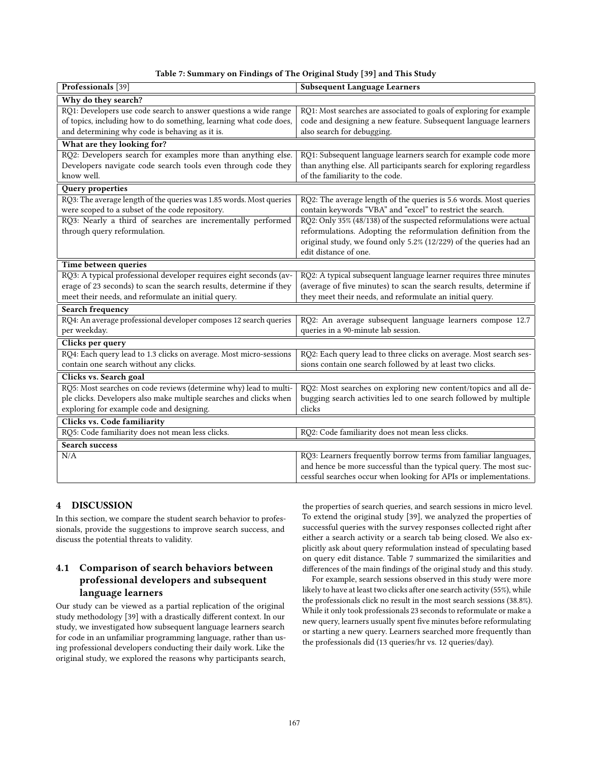**Table 7: Summary on Findings of The Original Study [39] and This Study**

| Professionals [39] | Subsequent Language Learners |
|---|---|
| **Why do they search?** | |
| RQ1: Developers use code search to answer questions a wide range of topics, including how to do something, learning what code does, and determining why code is behaving as it is. | RQ1: Most searches are associated to goals of exploring for example code and designing a new feature. Subsequent language learners also search for debugging. |
| **What are they looking for?** | |
| RQ2: Developers search for examples more than anything else. Developers navigate code search tools even through code they know well. | RQ1: Subsequent language learners search for example code more than anything else. All participants search for exploring regardless of the familiarity to the code. |
| **Query properties** | |
| RQ3: The average length of the queries was 1.85 words. Most queries were scoped to a subset of the code repository. | RQ2: The average length of the queries is 5.6 words. Most queries contain keywords "VBA" and "excel" to restrict the search. |
| RQ3: Nearly a third of searches are incrementally performed through query reformulation. | RQ2: Only 35% (48/138) of the suspected reformulations were actual reformulations. Adopting the reformulation definition from the original study, we found only 5.2% (12/229) of the queries had an edit distance of one. |
| **Time between queries** | |
| RQ3: A typical professional developer requires eight seconds (average of 23 seconds) to scan the search results, determine if they meet their needs, and reformulate an initial query. | RQ2: A typical subsequent language learner requires three minutes (average of five minutes) to scan the search results, determine if they meet their needs, and reformulate an initial query. |
| **Search frequency** | |
| RQ4: An average professional developer composes 12 search queries per weekday. | RQ2: An average subsequent language learners compose 12.7 queries in a 90-minute lab session. |
| **Clicks per query** | |
| RQ4: Each query lead to 1.3 clicks on average. Most micro-sessions contain one search without any clicks. | RQ2: Each query lead to three clicks on average. Most search sessions contain one search followed by at least two clicks. |
| **Clicks vs. Search goal** | |
| RQ5: Most searches on code reviews (determine why) lead to multiple clicks. Developers also make multiple searches and clicks when exploring for example code and designing. | RQ2: Most searches on exploring new content/topics and all debugging search activities led to one search followed by multiple clicks |
| **Clicks vs. Code familiarity** | |
| RQ5: Code familiarity does not mean less clicks. | RQ2: Code familiarity does not mean less clicks. |
| **Search success** | |
| N/A | RQ3: Learners frequently borrow terms from familiar languages, and hence be more successful than the typical query. The most successful searches occur when looking for APIs or implementations. |

# 4 DISCUSSION

In this section, we compare the student search behavior to professionals, provide the suggestions to improve search success, and discuss the potential threats to validity.

## 4.1 Comparison of search behaviors between professional developers and subsequent language learners

Our study can be viewed as a partial replication of the original study methodology [39] with a drastically different context. In our study, we investigated how subsequent language learners search for code in an unfamiliar programming language, rather than using professional developers conducting their daily work. Like the original study, we explored the reasons why participants search, the properties of search queries, and search sessions in micro level. To extend the original study [39], we analyzed the properties of successful queries with the survey responses collected right after either a search activity or a search tab being closed. We also explicitly ask about query reformulation instead of speculating based on query edit distance. Table 7 summarized the similarities and differences of the main findings of the original study and this study.

For example, search sessions observed in this study were more likely to have at least two clicks after one search activity (55%), while the professionals click no result in the most search sessions (38.8%). While it only took professionals 23 seconds to reformulate or make a new query, learners usually spent five minutes before reformulating or starting a new query. Learners searched more frequently than the professionals did (13 queries/hr vs. 12 queries/day).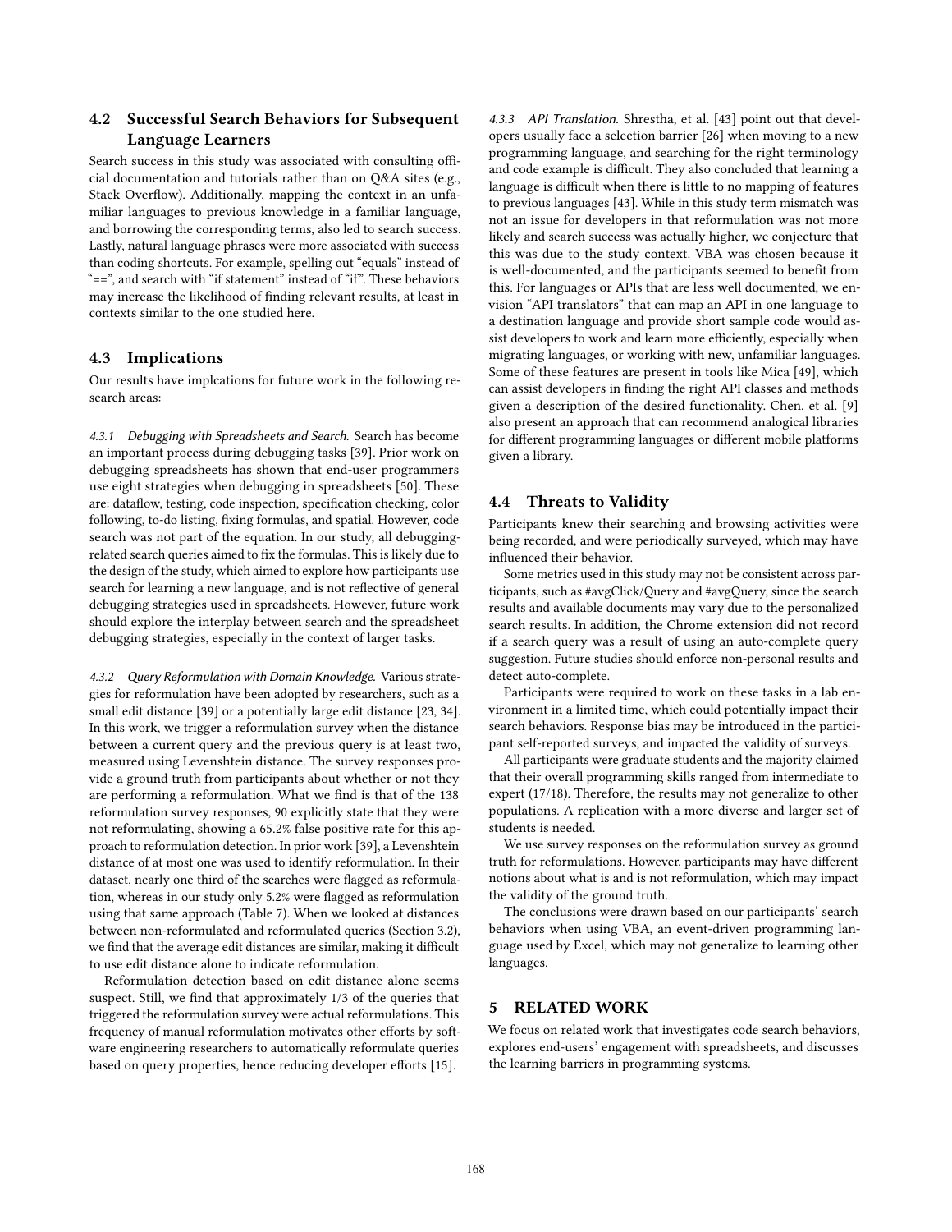## 4.2 Successful Search Behaviors for Subsequent Language Learners

Search success in this study was associated with consulting official documentation and tutorials rather than on Q&A sites (e.g., Stack Overflow). Additionally, mapping the context in an unfamiliar languages to previous knowledge in a familiar language, and borrowing the corresponding terms, also led to search success. Lastly, natural language phrases were more associated with success than coding shortcuts. For example, spelling out "equals" instead of "==", and search with "if statement" instead of "if". These behaviors may increase the likelihood of finding relevant results, at least in contexts similar to the one studied here.

## 4.3 Implications

Our results have implcations for future work in the following research areas:

*4.3.1 Debugging with Spreadsheets and Search.* Search has become an important process during debugging tasks [39]. Prior work on debugging spreadsheets has shown that end-user programmers use eight strategies when debugging in spreadsheets [50]. These are: dataflow, testing, code inspection, specification checking, color following, to-do listing, fixing formulas, and spatial. However, code search was not part of the equation. In our study, all debugging-related search queries aimed to fix the formulas. This is likely due to the design of the study, which aimed to explore how participants use search for learning a new language, and is not reflective of general debugging strategies used in spreadsheets. However, future work should explore the interplay between search and the spreadsheet debugging strategies, especially in the context of larger tasks.

*4.3.2 Query Reformulation with Domain Knowledge.* Various strategies for reformulation have been adopted by researchers, such as a small edit distance [39] or a potentially large edit distance [23, 34]. In this work, we trigger a reformulation survey when the distance between a current query and the previous query is at least two, measured using Levenshtein distance. The survey responses provide a ground truth from participants about whether or not they are performing a reformulation. What we find is that of the 138 reformulation survey responses, 90 explicitly state that they were not reformulating, showing a 65.2% false positive rate for this approach to reformulation detection. In prior work [39], a Levenshtein distance of at most one was used to identify reformulation. In their dataset, nearly one third of the searches were flagged as reformulation, whereas in our study only 5.2% were flagged as reformulation using that same approach (Table 7). When we looked at distances between non-reformulated and reformulated queries (Section 3.2), we find that the average edit distances are similar, making it difficult to use edit distance alone to indicate reformulation.

Reformulation detection based on edit distance alone seems suspect. Still, we find that approximately 1/3 of the queries that triggered the reformulation survey were actual reformulations. This frequency of manual reformulation motivates other efforts by software engineering researchers to automatically reformulate queries based on query properties, hence reducing developer efforts [15].

*4.3.3 API Translation.* Shrestha, et al. [43] point out that developers usually face a selection barrier [26] when moving to a new programming language, and searching for the right terminology and code example is difficult. They also concluded that learning a language is difficult when there is little to no mapping of features to previous languages [43]. While in this study term mismatch was not an issue for developers in that reformulation was not more likely and search success was actually higher, we conjecture that this was due to the study context. VBA was chosen because it is well-documented, and the participants seemed to benefit from this. For languages or APIs that are less well documented, we envision "API translators" that can map an API in one language to a destination language and provide short sample code would assist developers to work and learn more efficiently, especially when migrating languages, or working with new, unfamiliar languages. Some of these features are present in tools like Mica [49], which can assist developers in finding the right API classes and methods given a description of the desired functionality. Chen, et al. [9] also present an approach that can recommend analogical libraries for different programming languages or different mobile platforms given a library.

## 4.4 Threats to Validity

Participants knew their searching and browsing activities were being recorded, and were periodically surveyed, which may have influenced their behavior.

Some metrics used in this study may not be consistent across participants, such as #avgClick/Query and #avgQuery, since the search results and available documents may vary due to the personalized search results. In addition, the Chrome extension did not record if a search query was a result of using an auto-complete query suggestion. Future studies should enforce non-personal results and detect auto-complete.

Participants were required to work on these tasks in a lab environment in a limited time, which could potentially impact their search behaviors. Response bias may be introduced in the participant self-reported surveys, and impacted the validity of surveys.

All participants were graduate students and the majority claimed that their overall programming skills ranged from intermediate to expert (17/18). Therefore, the results may not generalize to other populations. A replication with a more diverse and larger set of students is needed.

We use survey responses on the reformulation survey as ground truth for reformulations. However, participants may have different notions about what is and is not reformulation, which may impact the validity of the ground truth.

The conclusions were drawn based on our participants' search behaviors when using VBA, an event-driven programming language used by Excel, which may not generalize to learning other languages.

# 5 RELATED WORK

We focus on related work that investigates code search behaviors, explores end-users' engagement with spreadsheets, and discusses the learning barriers in programming systems.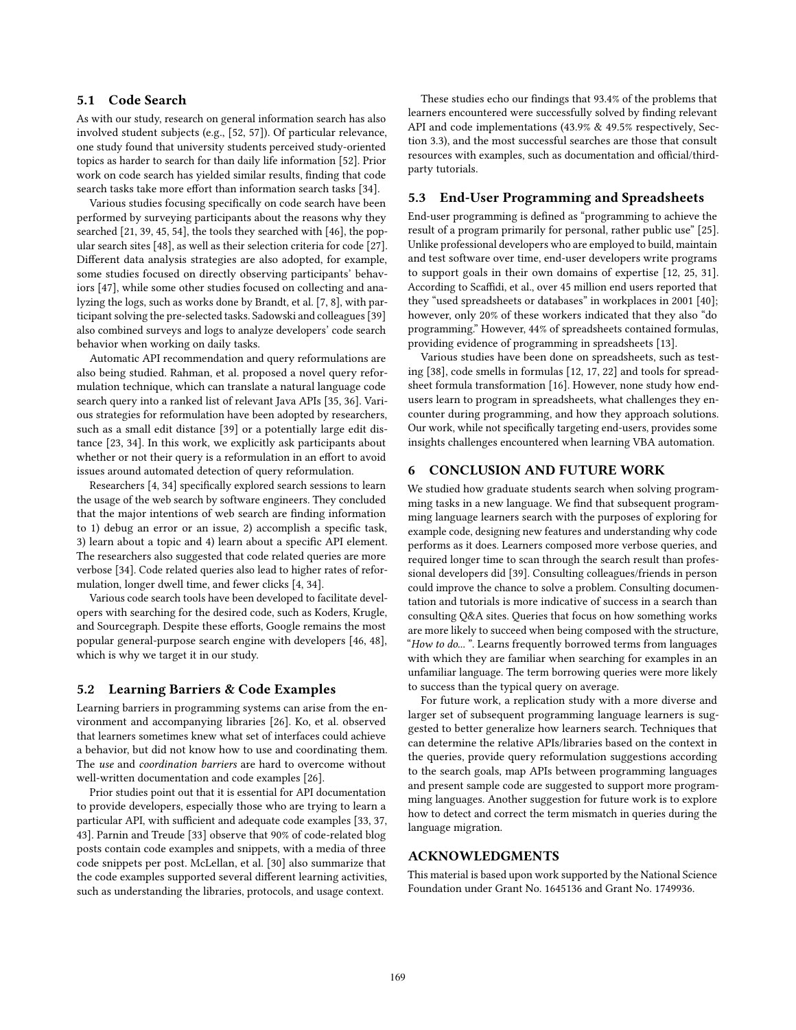### 5.1 Code Search

As with our study, research on general information search has also involved student subjects (e.g., [52, 57]). Of particular relevance, one study found that university students perceived study-oriented topics as harder to search for than daily life information [52]. Prior work on code search has yielded similar results, finding that code search tasks take more effort than information search tasks [34].

Various studies focusing specifically on code search have been performed by surveying participants about the reasons why they searched [21, 39, 45, 54], the tools they searched with [46], the popular search sites [48], as well as their selection criteria for code [27]. Different data analysis strategies are also adopted, for example, some studies focused on directly observing participants' behaviors [47], while some other studies focused on collecting and analyzing the logs, such as works done by Brandt, et al. [7, 8], with participant solving the pre-selected tasks. Sadowski and colleagues [39] also combined surveys and logs to analyze developers' code search behavior when working on daily tasks.

Automatic API recommendation and query reformulations are also being studied. Rahman, et al. proposed a novel query reformulation technique, which can translate a natural language code search query into a ranked list of relevant Java APIs [35, 36]. Various strategies for reformulation have been adopted by researchers, such as a small edit distance [39] or a potentially large edit distance [23, 34]. In this work, we explicitly ask participants about whether or not their query is a reformulation in an effort to avoid issues around automated detection of query reformulation.

Researchers [4, 34] specifically explored search sessions to learn the usage of the web search by software engineers. They concluded that the major intentions of web search are finding information to 1) debug an error or an issue, 2) accomplish a specific task, 3) learn about a topic and 4) learn about a specific API element. The researchers also suggested that code related queries are more verbose [34]. Code related queries also lead to higher rates of reformulation, longer dwell time, and fewer clicks [4, 34].

Various code search tools have been developed to facilitate developers with searching for the desired code, such as Koders, Krugle, and Sourcegraph. Despite these efforts, Google remains the most popular general-purpose search engine with developers [46, 48], which is why we target it in our study.

### 5.2 Learning Barriers & Code Examples

Learning barriers in programming systems can arise from the environment and accompanying libraries [26]. Ko, et al. observed that learners sometimes knew what set of interfaces could achieve a behavior, but did not know how to use and coordinating them. The *use* and *coordination barriers* are hard to overcome without well-written documentation and code examples [26].

Prior studies point out that it is essential for API documentation to provide developers, especially those who are trying to learn a particular API, with sufficient and adequate code examples [33, 37, 43]. Parnin and Treude [33] observe that 90% of code-related blog posts contain code examples and snippets, with a media of three code snippets per post. McLellan, et al. [30] also summarize that the code examples supported several different learning activities, such as understanding the libraries, protocols, and usage context.

These studies echo our findings that 93.4% of the problems that learners encountered were successfully solved by finding relevant API and code implementations (43.9% & 49.5% respectively, Section 3.3), and the most successful searches are those that consult resources with examples, such as documentation and official/third-party tutorials.

### 5.3 End-User Programming and Spreadsheets

End-user programming is defined as "programming to achieve the result of a program primarily for personal, rather public use" [25]. Unlike professional developers who are employed to build, maintain and test software over time, end-user developers write programs to support goals in their own domains of expertise [12, 25, 31]. According to Scaffidi, et al., over 45 million end users reported that they "used spreadsheets or databases" in workplaces in 2001 [40]; however, only 20% of these workers indicated that they also "do programming." However, 44% of spreadsheets contained formulas, providing evidence of programming in spreadsheets [13].

Various studies have been done on spreadsheets, such as testing [38], code smells in formulas [12, 17, 22] and tools for spreadsheet formula transformation [16]. However, none study how end-users learn to program in spreadsheets, what challenges they encounter during programming, and how they approach solutions. Our work, while not specifically targeting end-users, provides some insights challenges encountered when learning VBA automation.

## 6 CONCLUSION AND FUTURE WORK

We studied how graduate students search when solving programming tasks in a new language. We find that subsequent programming language learners search with the purposes of exploring for example code, designing new features and understanding why code performs as it does. Learners composed more verbose queries, and required longer time to scan through the search result than professional developers did [39]. Consulting colleagues/friends in person could improve the chance to solve a problem. Consulting documentation and tutorials is more indicative of success in a search than consulting Q&A sites. Queries that focus on how something works are more likely to succeed when being composed with the structure, "*How to do...* ". Learns frequently borrowed terms from languages with which they are familiar when searching for examples in an unfamiliar language. The term borrowing queries were more likely to success than the typical query on average.

For future work, a replication study with a more diverse and larger set of subsequent programming language learners is suggested to better generalize how learners search. Techniques that can determine the relative APIs/libraries based on the context in the queries, provide query reformulation suggestions according to the search goals, map APIs between programming languages and present sample code are suggested to support more programming languages. Another suggestion for future work is to explore how to detect and correct the term mismatch in queries during the language migration.

## ACKNOWLEDGMENTS

This material is based upon work supported by the National Science Foundation under Grant No. 1645136 and Grant No. 1749936.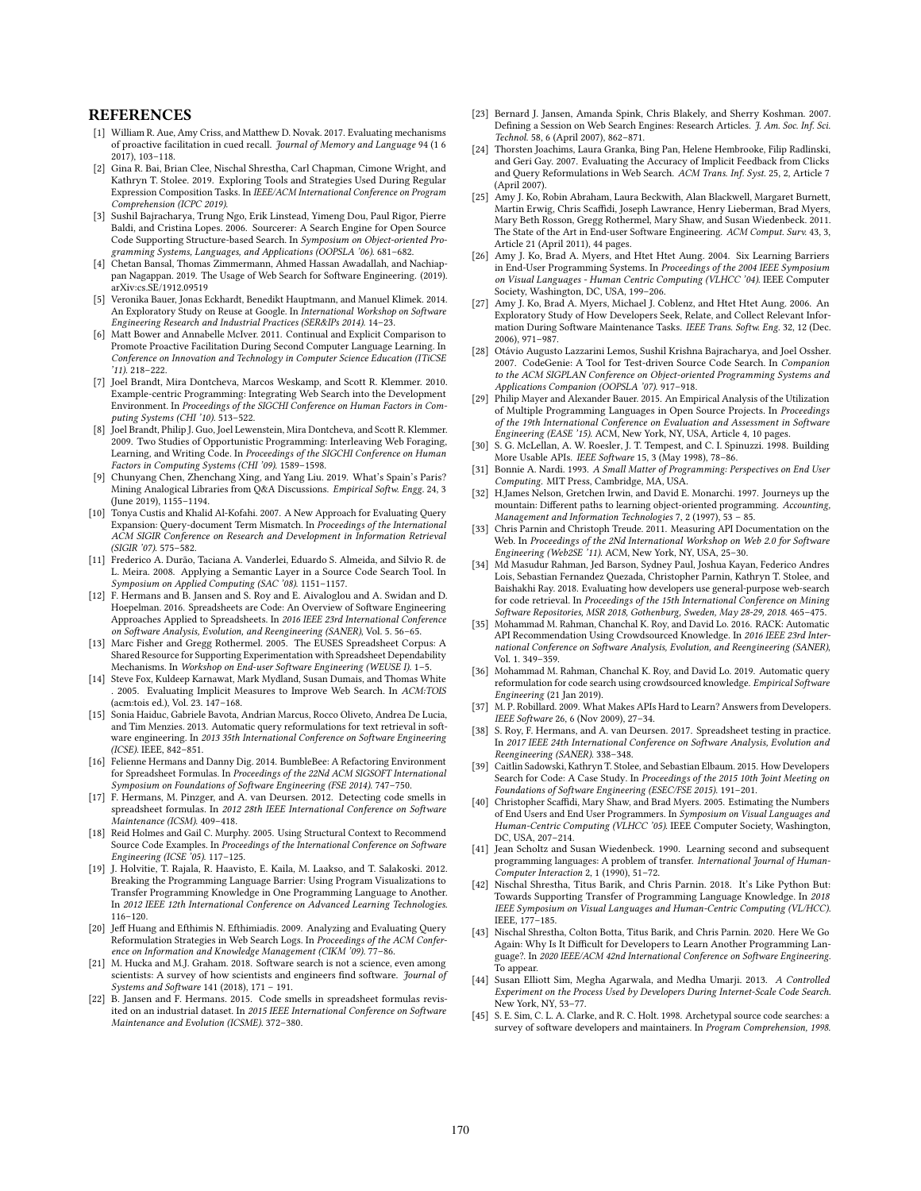# REFERENCES

[1] William R. Aue, Amy Criss, and Matthew D. Novak. 2017. Evaluating mechanisms of proactive facilitation in cued recall. *Journal of Memory and Language* 94 (1 6 2017), 103–118.

[2] Gina R. Bai, Brian Clee, Nischal Shrestha, Carl Chapman, Cimone Wright, and Kathryn T. Stolee. 2019. Exploring Tools and Strategies Used During Regular Expression Composition Tasks. In *IEEE/ACM International Conference on Program Comprehension (ICPC 2019)*.

[3] Sushil Bajracharya, Trung Ngo, Erik Linstead, Yimeng Dou, Paul Rigor, Pierre Baldi, and Cristina Lopes. 2006. Sourcerer: A Search Engine for Open Source Code Supporting Structure-based Search. In *Symposium on Object-oriented Programming Systems, Languages, and Applications (OOPSLA '06)*. 681–682.

[4] Chetan Bansal, Thomas Zimmermann, Ahmed Hassan Awadallah, and Nachiappan Nagappan. 2019. The Usage of Web Search for Software Engineering. (2019). arXiv:cs.SE/1912.09519

[5] Veronika Bauer, Jonas Eckhardt, Benedikt Hauptmann, and Manuel Klimek. 2014. An Exploratory Study on Reuse at Google. In *International Workshop on Software Engineering Research and Industrial Practices (SER&IPs 2014)*. 14–23.

[6] Matt Bower and Annabelle McIver. 2011. Continual and Explicit Comparison to Promote Proactive Facilitation During Second Computer Language Learning. In *Conference on Innovation and Technology in Computer Science Education (ITiCSE '11)*. 218–222.

[7] Joel Brandt, Mira Dontcheva, Marcos Weskamp, and Scott R. Klemmer. 2010. Example-centric Programming: Integrating Web Search into the Development Environment. In *Proceedings of the SIGCHI Conference on Human Factors in Computing Systems (CHI '10)*. 513–522.

[8] Joel Brandt, Philip J. Guo, Joel Lewenstein, Mira Dontcheva, and Scott R. Klemmer. 2009. Two Studies of Opportunistic Programming: Interleaving Web Foraging, Learning, and Writing Code. In *Proceedings of the SIGCHI Conference on Human Factors in Computing Systems (CHI '09)*. 1589–1598.

[9] Chunyang Chen, Zhenchang Xing, and Yang Liu. 2019. What's Spain's Paris? Mining Analogical Libraries from Q&A Discussions. *Empirical Softw. Engg.* 24, 3 (June 2019), 1155–1194.

[10] Tonya Custis and Khalid Al-Kofahi. 2007. A New Approach for Evaluating Query Expansion: Query-document Term Mismatch. In *Proceedings of the International ACM SIGIR Conference on Research and Development in Information Retrieval (SIGIR '07)*. 575–582.

[11] Frederico A. Durão, Taciana A. Vanderlei, Eduardo S. Almeida, and Silvio R. de L. Meira. 2008. Applying a Semantic Layer in a Source Code Search Tool. In *Symposium on Applied Computing (SAC '08)*. 1151–1157.

[12] F. Hermans and B. Jansen and S. Roy and E. Aivaloglou and A. Swidan and D. Hoepelman. 2016. Spreadsheets are Code: An Overview of Software Engineering Approaches Applied to Spreadsheets. In *2016 IEEE 23rd International Conference on Software Analysis, Evolution, and Reengineering (SANER)*, Vol. 5. 56–65.

[13] Marc Fisher and Gregg Rothermel. 2005. The EUSES Spreadsheet Corpus: A Shared Resource for Supporting Experimentation with Spreadsheet Dependability Mechanisms. In *Workshop on End-user Software Engineering (WEUSE I)*. 1–5.

[14] Steve Fox, Kuldeep Karnawat, Mark Mydland, Susan Dumais, and Thomas White . 2005. Evaluating Implicit Measures to Improve Web Search. In *ACM:TOIS* (acm:tois ed.), Vol. 23. 147–168.

[15] Sonia Haiduc, Gabriele Bavota, Andrian Marcus, Rocco Oliveto, Andrea De Lucia, and Tim Menzies. 2013. Automatic query reformulations for text retrieval in software engineering. In *2013 35th International Conference on Software Engineering (ICSE)*. IEEE, 842–851.

[16] Felienne Hermans and Danny Dig. 2014. BumbleBee: A Refactoring Environment for Spreadsheet Formulas. In *Proceedings of the 22Nd ACM SIGSOFT International Symposium on Foundations of Software Engineering (FSE 2014)*. 747–750.

[17] F. Hermans, M. Pinzger, and A. van Deursen. 2012. Detecting code smells in spreadsheet formulas. In *2012 28th IEEE International Conference on Software Maintenance (ICSM)*. 409–418.

[18] Reid Holmes and Gail C. Murphy. 2005. Using Structural Context to Recommend Source Code Examples. In *Proceedings of the International Conference on Software Engineering (ICSE '05)*. 117–125.

[19] J. Holvitie, T. Rajala, R. Haavisto, E. Kaila, M. Laakso, and T. Salakoski. 2012. Breaking the Programming Language Barrier: Using Program Visualizations to Transfer Programming Knowledge in One Programming Language to Another. In *2012 IEEE 12th International Conference on Advanced Learning Technologies*. 116–120.

[20] Jeff Huang and Efthimis N. Efthimiadis. 2009. Analyzing and Evaluating Query Reformulation Strategies in Web Search Logs. In *Proceedings of the ACM Conference on Information and Knowledge Management (CIKM '09)*. 77–86.

[21] M. Hucka and M.J. Graham. 2018. Software search is not a science, even among scientists: A survey of how scientists and engineers find software. *Journal of Systems and Software* 141 (2018), 171 – 191.

[22] B. Jansen and F. Hermans. 2015. Code smells in spreadsheet formulas revisited on an industrial dataset. In *2015 IEEE International Conference on Software Maintenance and Evolution (ICSME)*. 372–380.

[23] Bernard J. Jansen, Amanda Spink, Chris Blakely, and Sherry Koshman. 2007. Defining a Session on Web Search Engines: Research Articles. *J. Am. Soc. Inf. Sci. Technol.* 58, 6 (April 2007), 862–871.

[24] Thorsten Joachims, Laura Granka, Bing Pan, Helene Hembrooke, Filip Radlinski, and Geri Gay. 2007. Evaluating the Accuracy of Implicit Feedback from Clicks and Query Reformulations in Web Search. *ACM Trans. Inf. Syst.* 25, 2, Article 7 (April 2007).

[25] Amy J. Ko, Robin Abraham, Laura Beckwith, Alan Blackwell, Margaret Burnett, Martin Erwig, Chris Scaffidi, Joseph Lawrance, Henry Lieberman, Brad Myers, Mary Beth Rosson, Gregg Rothermel, Mary Shaw, and Susan Wiedenbeck. 2011. The State of the Art in End-user Software Engineering. *ACM Comput. Surv.* 43, 3, Article 21 (April 2011), 44 pages.

[26] Amy J. Ko, Brad A. Myers, and Htet Htet Aung. 2004. Six Learning Barriers in End-User Programming Systems. In *Proceedings of the 2004 IEEE Symposium on Visual Languages - Human Centric Computing (VLHCC '04)*. IEEE Computer Society, Washington, DC, USA, 199–206.

[27] Amy J. Ko, Brad A. Myers, Michael J. Coblenz, and Htet Htet Aung. 2006. An Exploratory Study of How Developers Seek, Relate, and Collect Relevant Information During Software Maintenance Tasks. *IEEE Trans. Softw. Eng.* 32, 12 (Dec. 2006), 971–987.

[28] Otávio Augusto Lazzarini Lemos, Sushil Krishna Bajracharya, and Joel Ossher. 2007. CodeGenie: A Tool for Test-driven Source Code Search. In *Companion to the ACM SIGPLAN Conference on Object-oriented Programming Systems and Applications Companion (OOPSLA '07)*. 917–918.

[29] Philip Mayer and Alexander Bauer. 2015. An Empirical Analysis of the Utilization of Multiple Programming Languages in Open Source Projects. In *Proceedings of the 19th International Conference on Evaluation and Assessment in Software Engineering (EASE '15)*. ACM, New York, NY, USA, Article 4, 10 pages.

[30] S. G. McLellan, A. W. Roesler, J. T. Tempest, and C. I. Spinuzzi. 1998. Building More Usable APIs. *IEEE Software* 15, 3 (May 1998), 78–86.

[31] Bonnie A. Nardi. 1993. *A Small Matter of Programming: Perspectives on End User Computing*. MIT Press, Cambridge, MA, USA.

[32] H.James Nelson, Gretchen Irwin, and David E. Monarchi. 1997. Journeys up the mountain: Different paths to learning object-oriented programming. *Accounting, Management and Information Technologies* 7, 2 (1997), 53 – 85.

[33] Chris Parnin and Christoph Treude. 2011. Measuring API Documentation on the Web. In *Proceedings of the 2Nd International Workshop on Web 2.0 for Software Engineering (Web2SE '11)*. ACM, New York, NY, USA, 25–30.

[34] Md Masudur Rahman, Jed Barson, Sydney Paul, Joshua Kayan, Federico Andres Lois, Sebastian Fernandez Quezada, Christopher Parnin, Kathryn T. Stolee, and Baishakhi Ray. 2018. Evaluating how developers use general-purpose web-search for code retrieval. In *Proceedings of the 15th International Conference on Mining Software Repositories, MSR 2018, Gothenburg, Sweden, May 28-29, 2018*. 465–475.

[35] Mohammad M. Rahman, Chanchal K. Roy, and David Lo. 2016. RACK: Automatic API Recommendation Using Crowdsourced Knowledge. In *2016 IEEE 23rd International Conference on Software Analysis, Evolution, and Reengineering (SANER)*, Vol. 1. 349–359.

[36] Mohammad M. Rahman, Chanchal K. Roy, and David Lo. 2019. Automatic query reformulation for code search using crowdsourced knowledge. *Empirical Software Engineering* (21 Jan 2019).

[37] M. P. Robillard. 2009. What Makes APIs Hard to Learn? Answers from Developers. *IEEE Software* 26, 6 (Nov 2009), 27–34.

[38] S. Roy, F. Hermans, and A. van Deursen. 2017. Spreadsheet testing in practice. In *2017 IEEE 24th International Conference on Software Analysis, Evolution and Reengineering (SANER)*. 338–348.

[39] Caitlin Sadowski, Kathryn T. Stolee, and Sebastian Elbaum. 2015. How Developers Search for Code: A Case Study. In *Proceedings of the 2015 10th Joint Meeting on Foundations of Software Engineering (ESEC/FSE 2015)*. 191–201.

[40] Christopher Scaffidi, Mary Shaw, and Brad Myers. 2005. Estimating the Numbers of End Users and End User Programmers. In *Symposium on Visual Languages and Human-Centric Computing (VLHCC '05)*. IEEE Computer Society, Washington, DC, USA, 207–214.

[41] Jean Scholtz and Susan Wiedenbeck. 1990. Learning second and subsequent programming languages: A problem of transfer. *International Journal of Human-Computer Interaction* 2, 1 (1990), 51–72.

[42] Nischal Shrestha, Titus Barik, and Chris Parnin. 2018. It's Like Python But: Towards Supporting Transfer of Programming Language Knowledge. In *2018 IEEE Symposium on Visual Languages and Human-Centric Computing (VL/HCC)*. IEEE, 177–185.

[43] Nischal Shrestha, Colton Botta, Titus Barik, and Chris Parnin. 2020. Here We Go Again: Why Is It Difficult for Developers to Learn Another Programming Language?. In *2020 IEEE/ACM 42nd International Conference on Software Engineering*. To appear.

[44] Susan Elliott Sim, Megha Agarwala, and Medha Umarji. 2013. *A Controlled Experiment on the Process Used by Developers During Internet-Scale Code Search*. New York, NY, 53–77.

[45] S. E. Sim, C. L. A. Clarke, and R. C. Holt. 1998. Archetypal source code searches: a survey of software developers and maintainers. In *Program Comprehension, 1998.*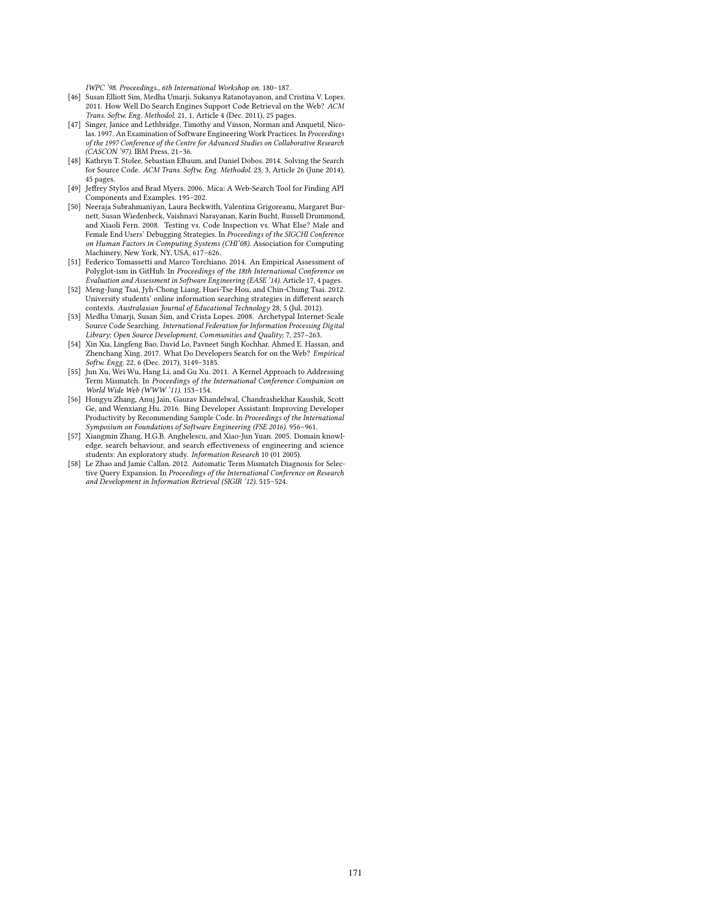*IWPC '98. Proceedings., 6th International Workshop on*. 180–187.

[46] Susan Elliott Sim, Medha Umarji, Sukanya Ratanotayanon, and Cristina V. Lopes. 2011. How Well Do Search Engines Support Code Retrieval on the Web? *ACM Trans. Softw. Eng. Methodol.* 21, 1, Article 4 (Dec. 2011), 25 pages.

[47] Singer, Janice and Lethbridge, Timothy and Vinson, Norman and Anquetil, Nicolas. 1997. An Examination of Software Engineering Work Practices. In *Proceedings of the 1997 Conference of the Centre for Advanced Studies on Collaborative Research (CASCON '97)*. IBM Press, 21–36.

[48] Kathryn T. Stolee, Sebastian Elbaum, and Daniel Dobos. 2014. Solving the Search for Source Code. *ACM Trans. Softw. Eng. Methodol.* 23, 3, Article 26 (June 2014), 45 pages.

[49] Jeffrey Stylos and Brad Myers. 2006. Mica: A Web-Search Tool for Finding API Components and Examples. 195–202.

[50] Neeraja Subrahmaniyan, Laura Beckwith, Valentina Grigoreanu, Margaret Burnett, Susan Wiedenbeck, Vaishnavi Narayanan, Karin Bucht, Russell Drummond, and Xiaoli Fern. 2008. Testing vs. Code Inspection vs. What Else? Male and Female End Users' Debugging Strategies. In *Proceedings of the SIGCHI Conference on Human Factors in Computing Systems (CHI'08)*. Association for Computing Machinery, New York, NY, USA, 617–626.

[51] Federico Tomassetti and Marco Torchiano. 2014. An Empirical Assessment of Polyglot-ism in GitHub. In *Proceedings of the 18th International Conference on Evaluation and Assessment in Software Engineering (EASE '14)*. Article 17, 4 pages.

[52] Meng-Jung Tsai, Jyh-Chong Liang, Huei-Tse Hou, and Chin-Chung Tsai. 2012. University students' online information searching strategies in different search contexts. *Australasian Journal of Educational Technology* 28, 5 (Jul. 2012).

[53] Medha Umarji, Susan Sim, and Crista Lopes. 2008. Archetypal Internet-Scale Source Code Searching. *International Federation for Information Processing Digital Library; Open Source Development, Communities and Quality;* 7, 257–263.

[54] Xin Xia, Lingfeng Bao, David Lo, Pavneet Singh Kochhar, Ahmed E. Hassan, and Zhenchang Xing. 2017. What Do Developers Search for on the Web? *Empirical Softw. Engg.* 22, 6 (Dec. 2017), 3149–3185.

[55] Jun Xu, Wei Wu, Hang Li, and Gu Xu. 2011. A Kernel Approach to Addressing Term Mismatch. In *Proceedings of the International Conference Companion on World Wide Web (WWW '11)*. 153–154.

[56] Hongyu Zhang, Anuj Jain, Gaurav Khandelwal, Chandrashekhar Kaushik, Scott Ge, and Wenxiang Hu. 2016. Bing Developer Assistant: Improving Developer Productivity by Recommending Sample Code. In *Proceedings of the International Symposium on Foundations of Software Engineering (FSE 2016)*. 956–961.

[57] Xiangmin Zhang, H.G.B. Anghelescu, and Xiao-Jun Yuan. 2005. Domain knowledge, search behaviour, and search effectiveness of engineering and science students: An exploratory study. *Information Research* 10 (01 2005).

[58] Le Zhao and Jamie Callan. 2012. Automatic Term Mismatch Diagnosis for Selective Query Expansion. In *Proceedings of the International Conference on Research and Development in Information Retrieval (SIGIR '12)*. 515–524.